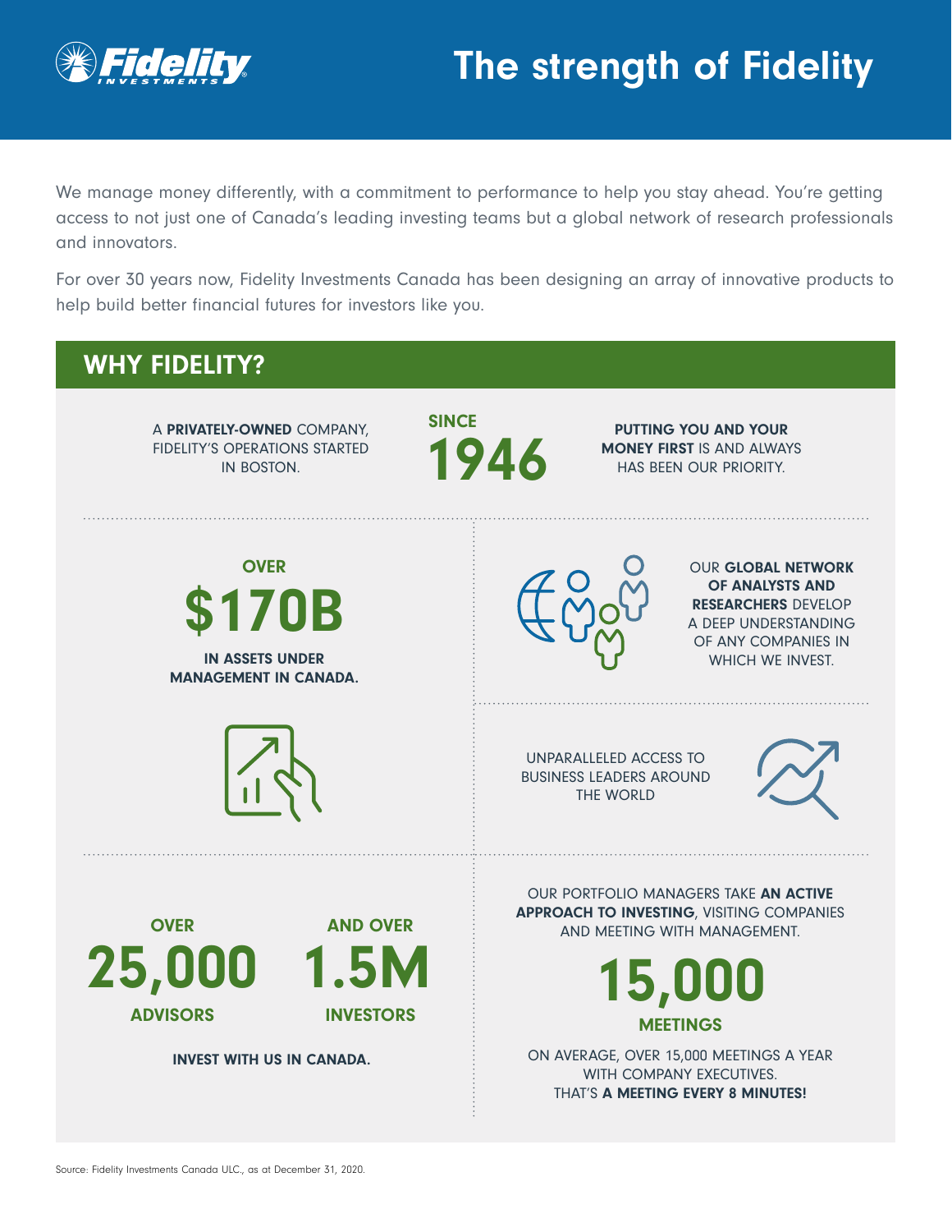# The strength of Fidelity

We manage money differently, with a commitment to performance to help you stay ahead. You're getting access to not just one of Canada's leading investing teams but a global network of research professionals and innovators.

For over 30 years now, Fidelity Investments Canada has been designing an array of innovative products to help build better financial futures for investors like you.

## WHY FIDELITY?

A **PRIVATELY-OWNED** COMPANY, FIDELITY'S OPERATIONS STARTED IN BOSTON.

**SINCE 1946**

**PUTTING YOU AND YOUR MONEY FIRST** IS AND ALWAYS HAS BEEN OUR PRIORITY.

**OVER $170B IN ASSETS UNDER MANAGEMENT IN CANADA.**

OUR **GLOBAL NETWORK OF ANALYSTS AND RESEARCHERS** DEVELOP A DEEP UNDERSTANDING OF ANY COMPANIES IN WHICH WE INVEST.

UNPARALLELED ACCESS TO BUSINESS LEADERS AROUND THE WORLD

**OVER 25,000 ADVISORS** **AND OVER 1.5M INVESTORS**

**INVEST WITH US IN CANADA.**

OUR PORTFOLIO MANAGERS TAKE **AN ACTIVE APPROACH TO INVESTING**, VISITING COMPANIES AND MEETING WITH MANAGEMENT.

**15,000 MEETINGS**

ON AVERAGE, OVER 15,000 MEETINGS A YEAR WITH COMPANY EXECUTIVES. THAT'S **A MEETING EVERY 8 MINUTES!**

Source: Fidelity Investments Canada ULC., as at December 31, 2020.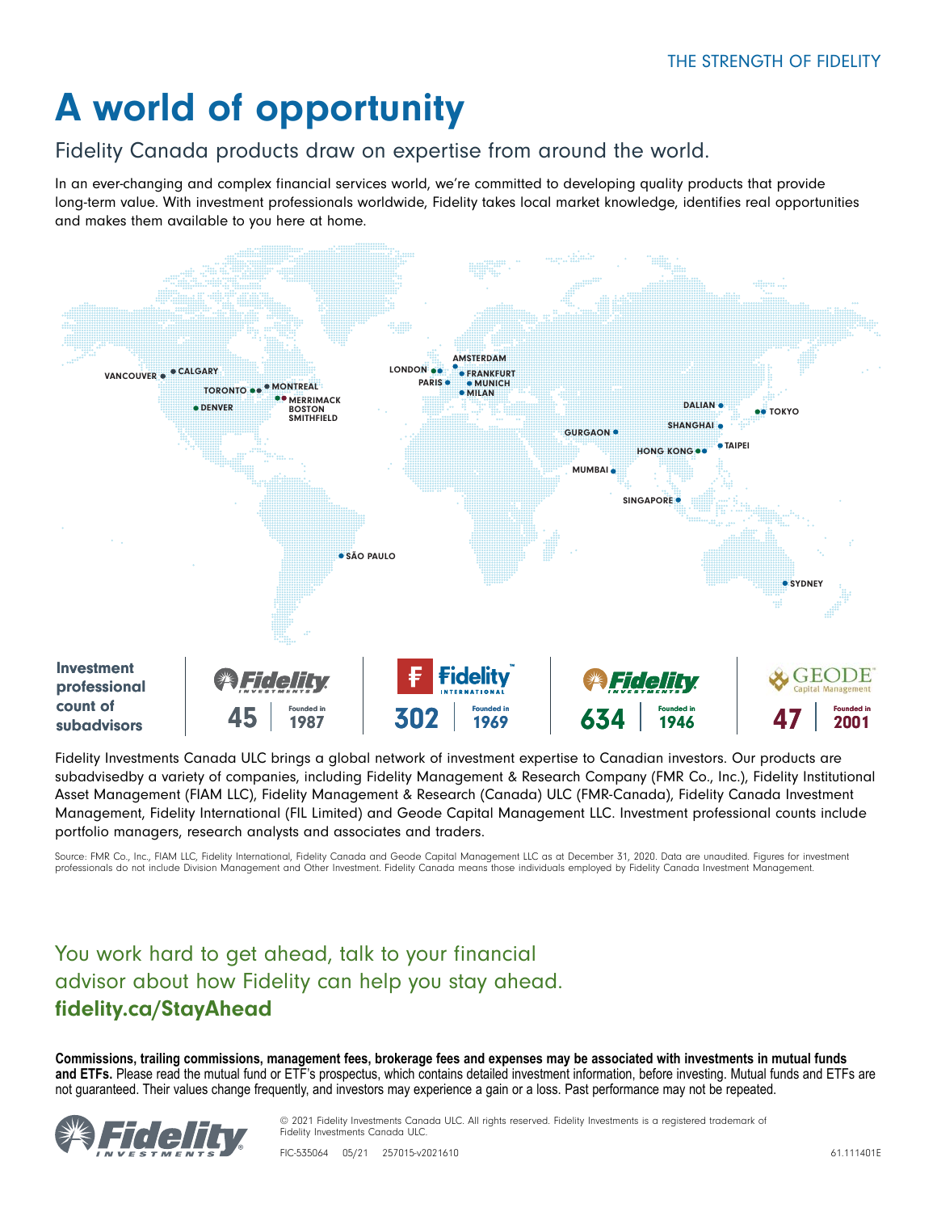THE STRENGTH OF FIDELITY

# A world of opportunity

## Fidelity Canada products draw on expertise from around the world.

In an ever-changing and complex financial services world, we're committed to developing quality products that provide long-term value. With investment professionals worldwide, Fidelity takes local market knowledge, identifies real opportunities and makes them available to you here at home.

VANCOUVER
CALGARY
TORONTO
MONTREAL
MERRIMACK
BOSTON
SMITHFIELD
DENVER
LONDON
AMSTERDAM
FRANKFURT
PARIS
MUNICH
MILAN
SÃO PAULO
GURGAON
MUMBAI
DALIAN
TOKYO
SHANGHAI
TAIPEI
HONG KONG
SINGAPORE
SYDNEY

| Investment professional count of subadvisors | Fidelity Investments | Fidelity International | Fidelity Investments | GEODE Capital Management |
|---|---|---|---|---|
| | 45 — Founded in 1987 | 302 — Founded in 1969 | 634 — Founded in 1946 | 47 — Founded in 2001 |

Fidelity Investments Canada ULC brings a global network of investment expertise to Canadian investors. Our products are subadvisedby a variety of companies, including Fidelity Management & Research Company (FMR Co., Inc.), Fidelity Institutional Asset Management (FIAM LLC), Fidelity Management & Research (Canada) ULC (FMR-Canada), Fidelity Canada Investment Management, Fidelity International (FIL Limited) and Geode Capital Management LLC. Investment professional counts include portfolio managers, research analysts and associates and traders.

Source: FMR Co., Inc., FIAM LLC, Fidelity International, Fidelity Canada and Geode Capital Management LLC as at December 31, 2020. Data are unaudited. Figures for investment professionals do not include Division Management and Other Investment. Fidelity Canada means those individuals employed by Fidelity Canada Investment Management.

You work hard to get ahead, talk to your financial advisor about how Fidelity can help you stay ahead.
**fidelity.ca/StayAhead**

**Commissions, trailing commissions, management fees, brokerage fees and expenses may be associated with investments in mutual funds and ETFs.** Please read the mutual fund or ETF's prospectus, which contains detailed investment information, before investing. Mutual funds and ETFs are not guaranteed. Their values change frequently, and investors may experience a gain or a loss. Past performance may not be repeated.

© 2021 Fidelity Investments Canada ULC. All rights reserved. Fidelity Investments is a registered trademark of Fidelity Investments Canada ULC.

FIC-535064 05/21 257015-v2021610 61.111401E